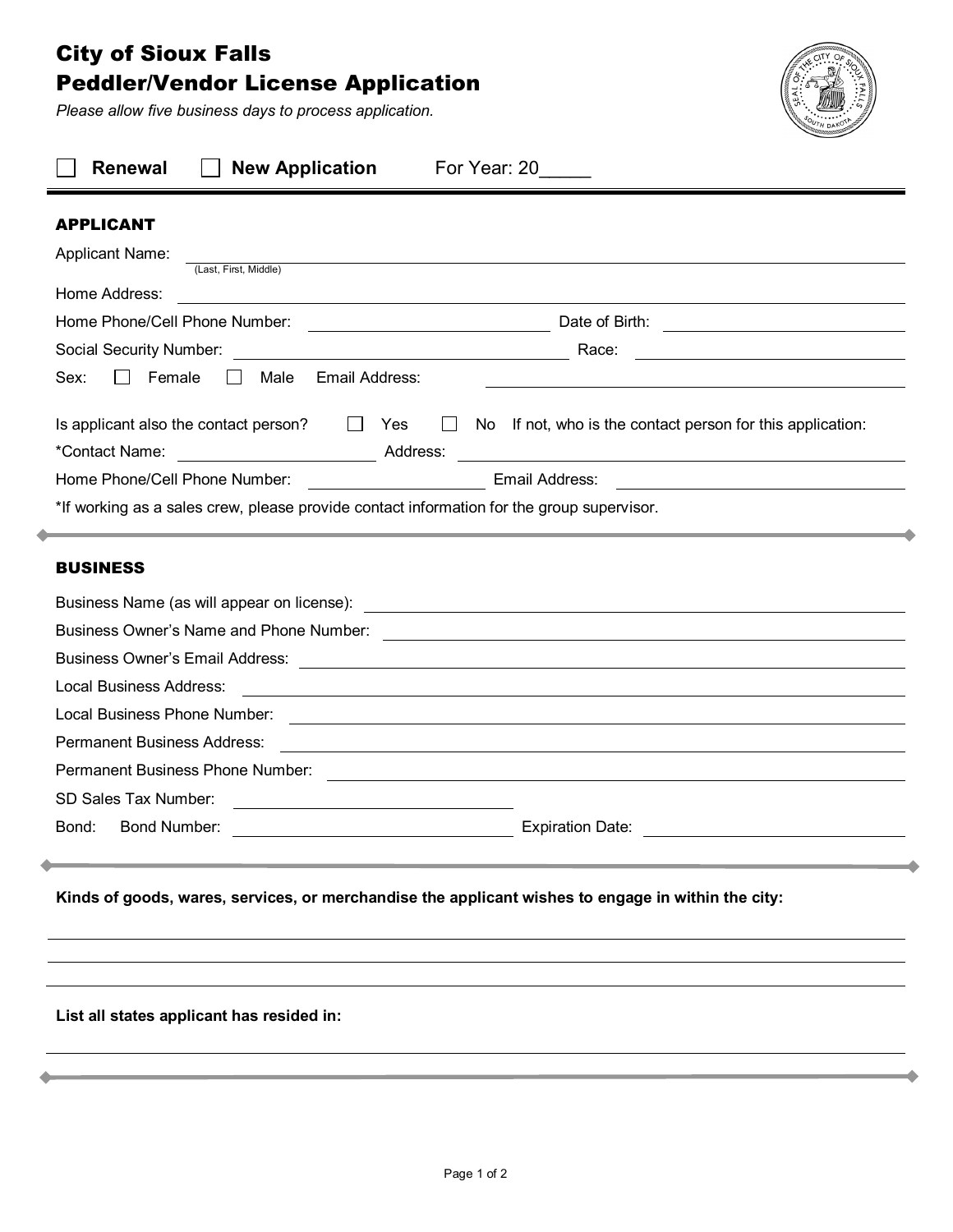# City of Sioux Falls
## Peddler/Vendor License Application

*Please allow five business days to process application.*

☐ **Renewal** ☐ **New Application** For Year: 20_____

---

### APPLICANT

Applicant Name: ________________________________________________
(Last, First, Middle)

Home Address: ________________________________________________

Home Phone/Cell Phone Number: ____________________ Date of Birth: ____________________

Social Security Number: ____________________ Race: ____________________

Sex: ☐ Female ☐ Male Email Address: ____________________

Is applicant also the contact person? ☐ Yes ☐ No If not, who is the contact person for this application:

*Contact Name: ____________________ Address: ____________________

Home Phone/Cell Phone Number: ____________________ Email Address: ____________________

*If working as a sales crew, please provide contact information for the group supervisor.

---

### BUSINESS

Business Name (as will appear on license): ________________________________________________

Business Owner's Name and Phone Number: ________________________________________________

Business Owner's Email Address: ________________________________________________

Local Business Address: ________________________________________________

Local Business Phone Number: ________________________________________________

Permanent Business Address: ________________________________________________

Permanent Business Phone Number: ________________________________________________

SD Sales Tax Number: ____________________

Bond: Bond Number: ____________________ Expiration Date: ____________________

---

**Kinds of goods, wares, services, or merchandise the applicant wishes to engage in within the city:**

________________________________________________

________________________________________________

________________________________________________

**List all states applicant has resided in:**

________________________________________________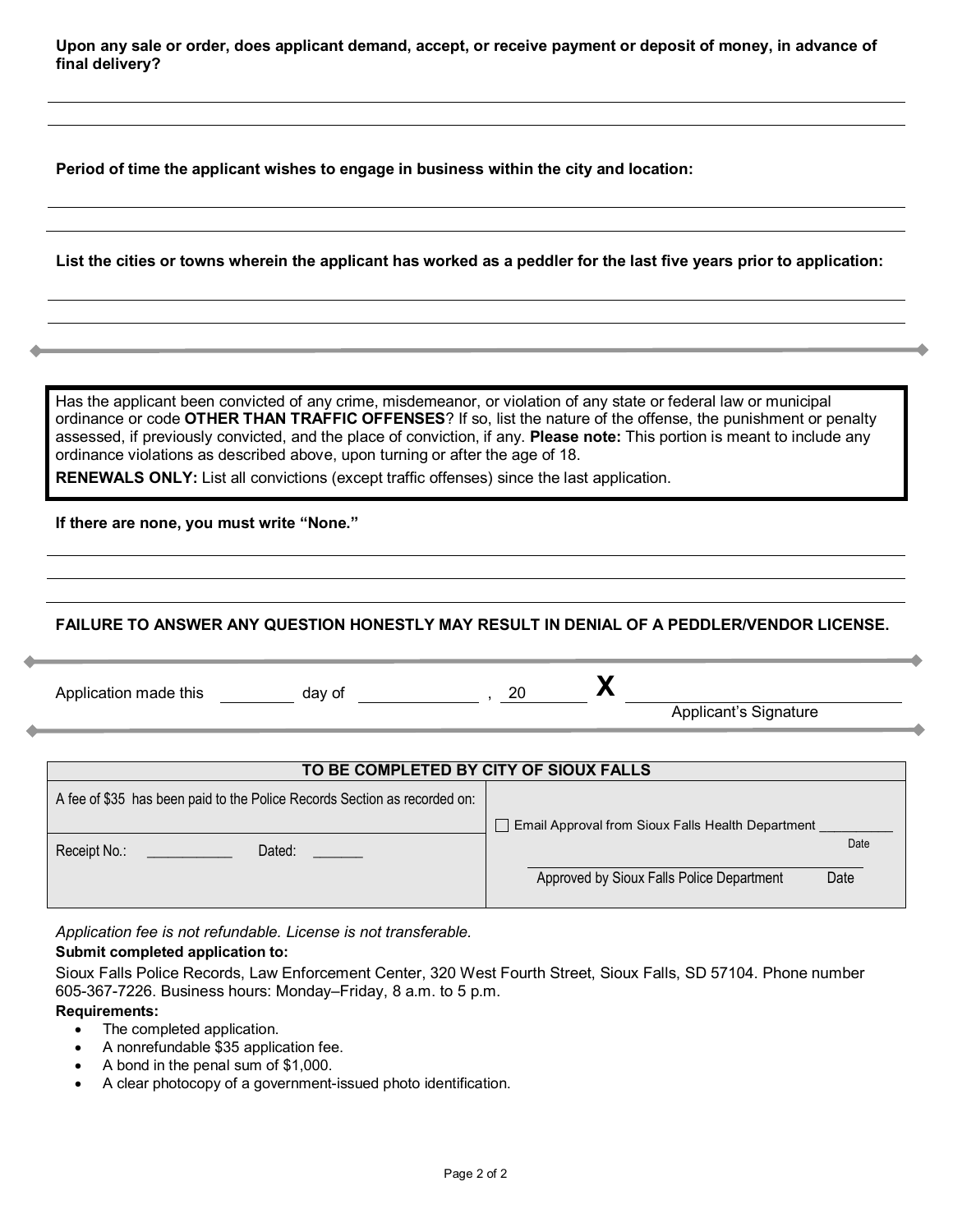**Upon any sale or order, does applicant demand, accept, or receive payment or deposit of money, in advance of final delivery?**

\_\_\_\_\_\_\_\_\_\_\_\_\_\_\_\_\_\_\_\_\_\_\_\_\_\_\_\_\_\_\_\_\_\_\_\_\_\_\_\_\_\_\_\_\_\_\_\_\_\_\_\_\_\_\_\_\_\_\_\_

\_\_\_\_\_\_\_\_\_\_\_\_\_\_\_\_\_\_\_\_\_\_\_\_\_\_\_\_\_\_\_\_\_\_\_\_\_\_\_\_\_\_\_\_\_\_\_\_\_\_\_\_\_\_\_\_\_\_\_\_

**Period of time the applicant wishes to engage in business within the city and location:**

\_\_\_\_\_\_\_\_\_\_\_\_\_\_\_\_\_\_\_\_\_\_\_\_\_\_\_\_\_\_\_\_\_\_\_\_\_\_\_\_\_\_\_\_\_\_\_\_\_\_\_\_\_\_\_\_\_\_\_\_

\_\_\_\_\_\_\_\_\_\_\_\_\_\_\_\_\_\_\_\_\_\_\_\_\_\_\_\_\_\_\_\_\_\_\_\_\_\_\_\_\_\_\_\_\_\_\_\_\_\_\_\_\_\_\_\_\_\_\_\_

**List the cities or towns wherein the applicant has worked as a peddler for the last five years prior to application:**

\_\_\_\_\_\_\_\_\_\_\_\_\_\_\_\_\_\_\_\_\_\_\_\_\_\_\_\_\_\_\_\_\_\_\_\_\_\_\_\_\_\_\_\_\_\_\_\_\_\_\_\_\_\_\_\_\_\_\_\_

\_\_\_\_\_\_\_\_\_\_\_\_\_\_\_\_\_\_\_\_\_\_\_\_\_\_\_\_\_\_\_\_\_\_\_\_\_\_\_\_\_\_\_\_\_\_\_\_\_\_\_\_\_\_\_\_\_\_\_\_

---

Has the applicant been convicted of any crime, misdemeanor, or violation of any state or federal law or municipal ordinance or code **OTHER THAN TRAFFIC OFFENSES**? If so, list the nature of the offense, the punishment or penalty assessed, if previously convicted, and the place of conviction, if any. **Please note:** This portion is meant to include any ordinance violations as described above, upon turning or after the age of 18.

**RENEWALS ONLY:** List all convictions (except traffic offenses) since the last application.

**If there are none, you must write "None."**

\_\_\_\_\_\_\_\_\_\_\_\_\_\_\_\_\_\_\_\_\_\_\_\_\_\_\_\_\_\_\_\_\_\_\_\_\_\_\_\_\_\_\_\_\_\_\_\_\_\_\_\_\_\_\_\_\_\_\_\_

\_\_\_\_\_\_\_\_\_\_\_\_\_\_\_\_\_\_\_\_\_\_\_\_\_\_\_\_\_\_\_\_\_\_\_\_\_\_\_\_\_\_\_\_\_\_\_\_\_\_\_\_\_\_\_\_\_\_\_\_

\_\_\_\_\_\_\_\_\_\_\_\_\_\_\_\_\_\_\_\_\_\_\_\_\_\_\_\_\_\_\_\_\_\_\_\_\_\_\_\_\_\_\_\_\_\_\_\_\_\_\_\_\_\_\_\_\_\_\_\_

**FAILURE TO ANSWER ANY QUESTION HONESTLY MAY RESULT IN DENIAL OF A PEDDLER/VENDOR LICENSE.**

---

Application made this \_\_\_\_\_\_\_\_ day of \_\_\_\_\_\_\_\_\_\_\_\_\_\_, 20\_\_\_\_\_\_ **X** \_\_\_\_\_\_\_\_\_\_\_\_\_\_\_\_\_\_\_\_\_\_\_\_

Applicant's Signature

---

| TO BE COMPLETED BY CITY OF SIOUX FALLS | |
|---|---|
| A fee of $35 has been paid to the Police Records Section as recorded on: | ☐ Email Approval from Sioux Falls Health Department \_\_\_\_\_\_\_\_\_\_ Date |
| Receipt No.: \_\_\_\_\_\_\_\_\_\_\_ Dated: \_\_\_\_\_\_ | \_\_\_\_\_\_\_\_\_\_\_\_\_\_\_\_\_\_\_\_\_\_\_\_ Approved by Sioux Falls Police Department Date |

*Application fee is not refundable. License is not transferable.*

**Submit completed application to:**

Sioux Falls Police Records, Law Enforcement Center, 320 West Fourth Street, Sioux Falls, SD 57104. Phone number 605-367-7226. Business hours: Monday–Friday, 8 a.m. to 5 p.m.

**Requirements:**

- The completed application.
- A nonrefundable $35 application fee.
- A bond in the penal sum of $1,000.
- A clear photocopy of a government-issued photo identification.